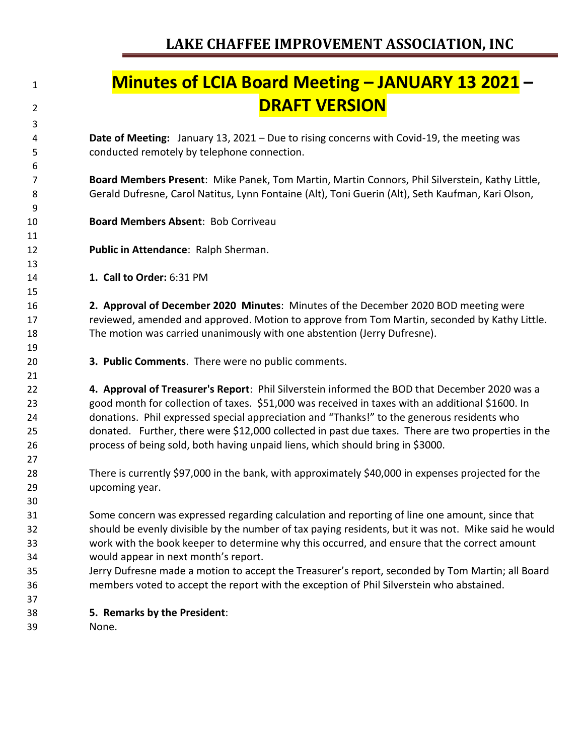# LAKE CHAFFEE IMPROVEMENT ASSOCIATION, INC

## Minutes of LCIA Board Meeting – JANUARY 13 2021 – DRAFT VERSION

**Date of Meeting:** January 13, 2021 – Due to rising concerns with Covid-19, the meeting was conducted remotely by telephone connection.

**Board Members Present**: Mike Panek, Tom Martin, Martin Connors, Phil Silverstein, Kathy Little, Gerald Dufresne, Carol Natitus, Lynn Fontaine (Alt), Toni Guerin (Alt), Seth Kaufman, Kari Olson,

**Board Members Absent**: Bob Corriveau

**Public in Attendance**: Ralph Sherman.

**1. Call to Order:** 6:31 PM

**2. Approval of December 2020 Minutes**: Minutes of the December 2020 BOD meeting were reviewed, amended and approved. Motion to approve from Tom Martin, seconded by Kathy Little. The motion was carried unanimously with one abstention (Jerry Dufresne).

**3. Public Comments**. There were no public comments.

**4. Approval of Treasurer's Report**: Phil Silverstein informed the BOD that December 2020 was a good month for collection of taxes. $51,000 was received in taxes with an additional $1600. In donations. Phil expressed special appreciation and "Thanks!" to the generous residents who donated. Further, there were $12,000 collected in past due taxes. There are two properties in the process of being sold, both having unpaid liens, which should bring in $3000.

There is currently $97,000 in the bank, with approximately $40,000 in expenses projected for the upcoming year.

Some concern was expressed regarding calculation and reporting of line one amount, since that should be evenly divisible by the number of tax paying residents, but it was not. Mike said he would work with the book keeper to determine why this occurred, and ensure that the correct amount would appear in next month's report.

Jerry Dufresne made a motion to accept the Treasurer's report, seconded by Tom Martin; all Board members voted to accept the report with the exception of Phil Silverstein who abstained.

**5. Remarks by the President**:

None.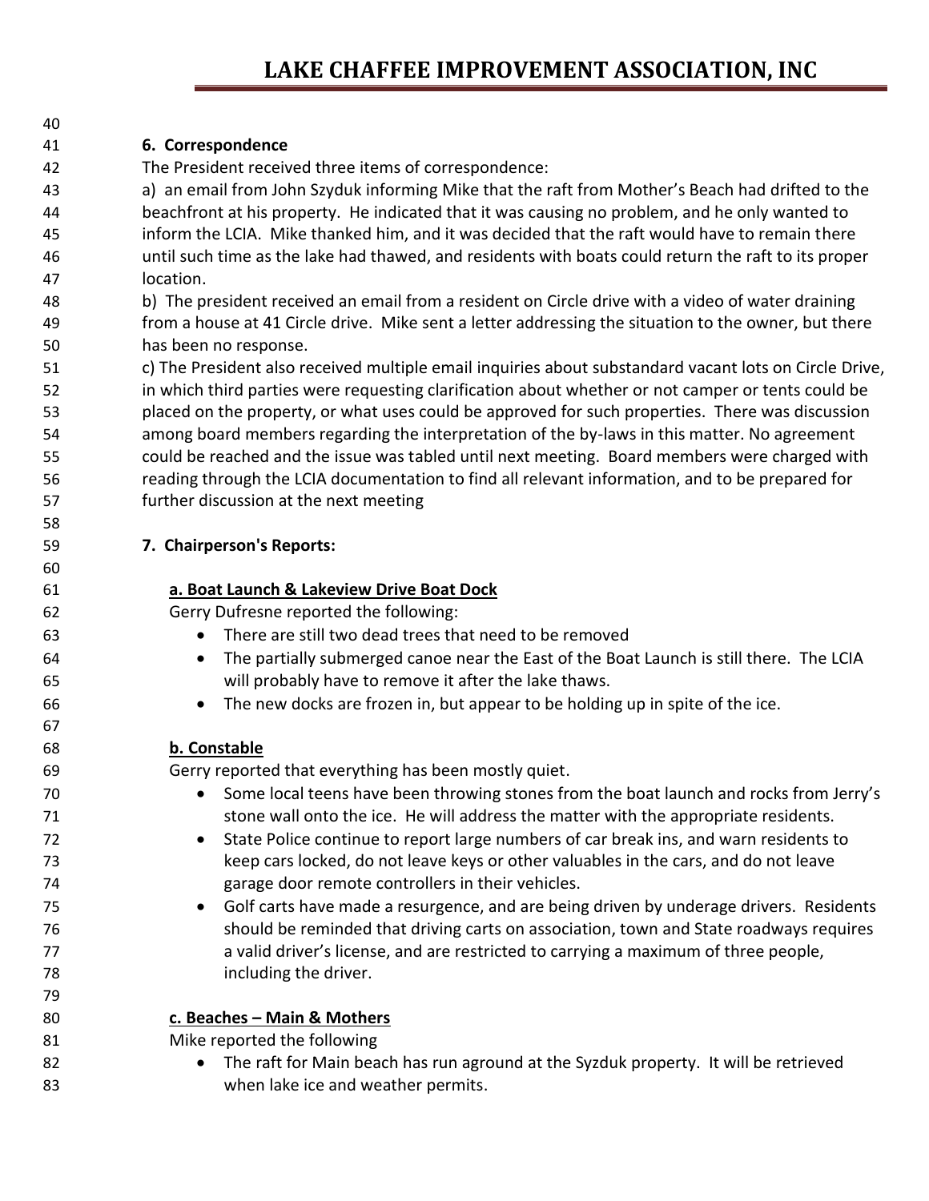**6. Correspondence**

The President received three items of correspondence:

a) an email from John Szyduk informing Mike that the raft from Mother's Beach had drifted to the beachfront at his property. He indicated that it was causing no problem, and he only wanted to inform the LCIA. Mike thanked him, and it was decided that the raft would have to remain there until such time as the lake had thawed, and residents with boats could return the raft to its proper location.

b) The president received an email from a resident on Circle drive with a video of water draining from a house at 41 Circle drive. Mike sent a letter addressing the situation to the owner, but there has been no response.

c) The President also received multiple email inquiries about substandard vacant lots on Circle Drive, in which third parties were requesting clarification about whether or not camper or tents could be placed on the property, or what uses could be approved for such properties. There was discussion among board members regarding the interpretation of the by-laws in this matter. No agreement could be reached and the issue was tabled until next meeting. Board members were charged with reading through the LCIA documentation to find all relevant information, and to be prepared for further discussion at the next meeting

**7. Chairperson's Reports:**

**a. Boat Launch & Lakeview Drive Boat Dock**

Gerry Dufresne reported the following:

- There are still two dead trees that need to be removed
- The partially submerged canoe near the East of the Boat Launch is still there. The LCIA will probably have to remove it after the lake thaws.
- The new docks are frozen in, but appear to be holding up in spite of the ice.

**b. Constable**

Gerry reported that everything has been mostly quiet.

- Some local teens have been throwing stones from the boat launch and rocks from Jerry's stone wall onto the ice. He will address the matter with the appropriate residents.
- State Police continue to report large numbers of car break ins, and warn residents to keep cars locked, do not leave keys or other valuables in the cars, and do not leave garage door remote controllers in their vehicles.
- Golf carts have made a resurgence, and are being driven by underage drivers. Residents should be reminded that driving carts on association, town and State roadways requires a valid driver's license, and are restricted to carrying a maximum of three people, including the driver.

**c. Beaches – Main & Mothers**

Mike reported the following

- The raft for Main beach has run aground at the Syzduk property. It will be retrieved when lake ice and weather permits.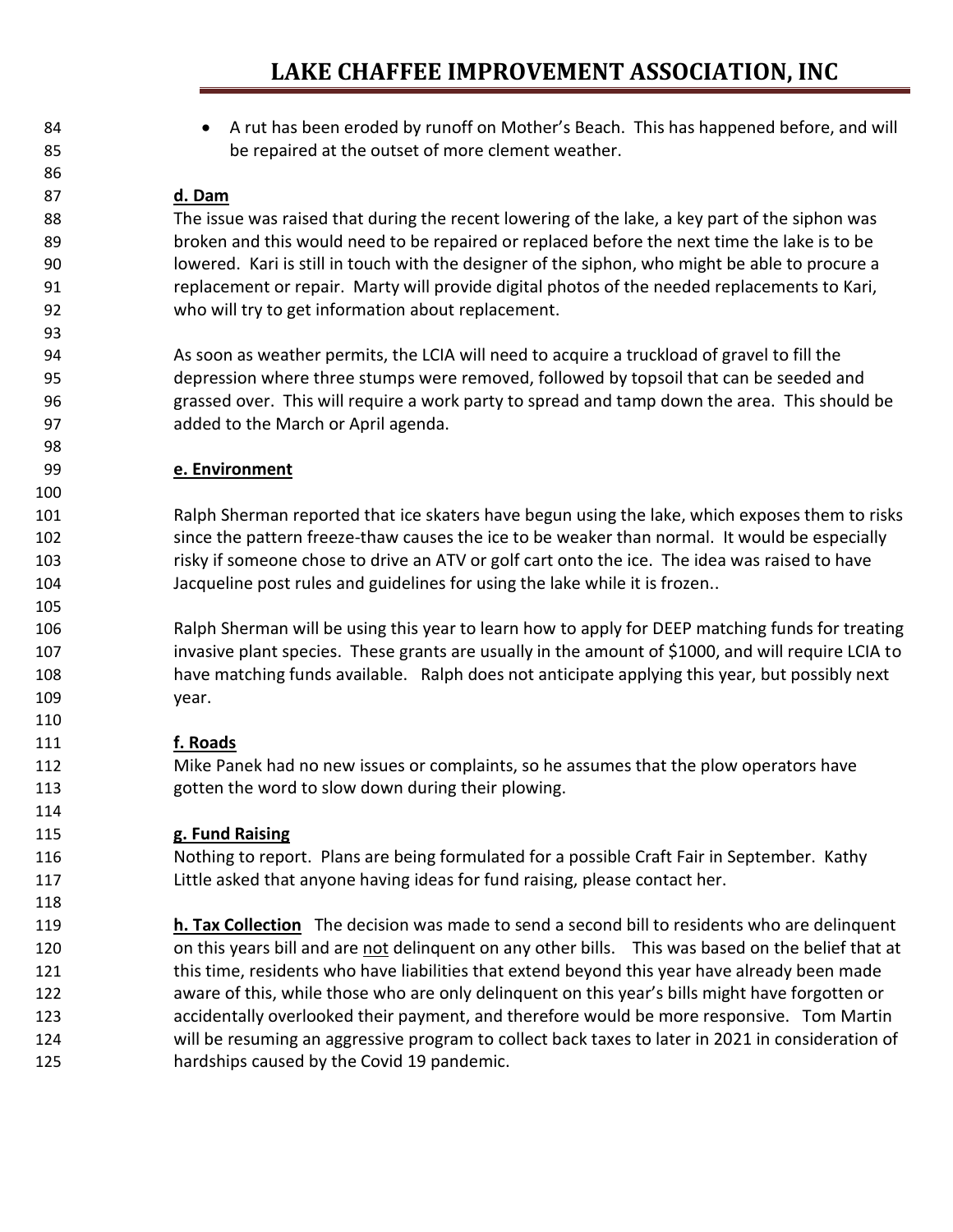- A rut has been eroded by runoff on Mother's Beach. This has happened before, and will be repaired at the outset of more clement weather.

**d. Dam**

The issue was raised that during the recent lowering of the lake, a key part of the siphon was broken and this would need to be repaired or replaced before the next time the lake is to be lowered. Kari is still in touch with the designer of the siphon, who might be able to procure a replacement or repair. Marty will provide digital photos of the needed replacements to Kari, who will try to get information about replacement.

As soon as weather permits, the LCIA will need to acquire a truckload of gravel to fill the depression where three stumps were removed, followed by topsoil that can be seeded and grassed over. This will require a work party to spread and tamp down the area. This should be added to the March or April agenda.

**e. Environment**

Ralph Sherman reported that ice skaters have begun using the lake, which exposes them to risks since the pattern freeze-thaw causes the ice to be weaker than normal. It would be especially risky if someone chose to drive an ATV or golf cart onto the ice. The idea was raised to have Jacqueline post rules and guidelines for using the lake while it is frozen..

Ralph Sherman will be using this year to learn how to apply for DEEP matching funds for treating invasive plant species. These grants are usually in the amount of $1000, and will require LCIA to have matching funds available. Ralph does not anticipate applying this year, but possibly next year.

**f. Roads**

Mike Panek had no new issues or complaints, so he assumes that the plow operators have gotten the word to slow down during their plowing.

**g. Fund Raising**

Nothing to report. Plans are being formulated for a possible Craft Fair in September. Kathy Little asked that anyone having ideas for fund raising, please contact her.

**h. Tax Collection** The decision was made to send a second bill to residents who are delinquent on this years bill and are not delinquent on any other bills. This was based on the belief that at this time, residents who have liabilities that extend beyond this year have already been made aware of this, while those who are only delinquent on this year's bills might have forgotten or accidentally overlooked their payment, and therefore would be more responsive. Tom Martin will be resuming an aggressive program to collect back taxes to later in 2021 in consideration of hardships caused by the Covid 19 pandemic.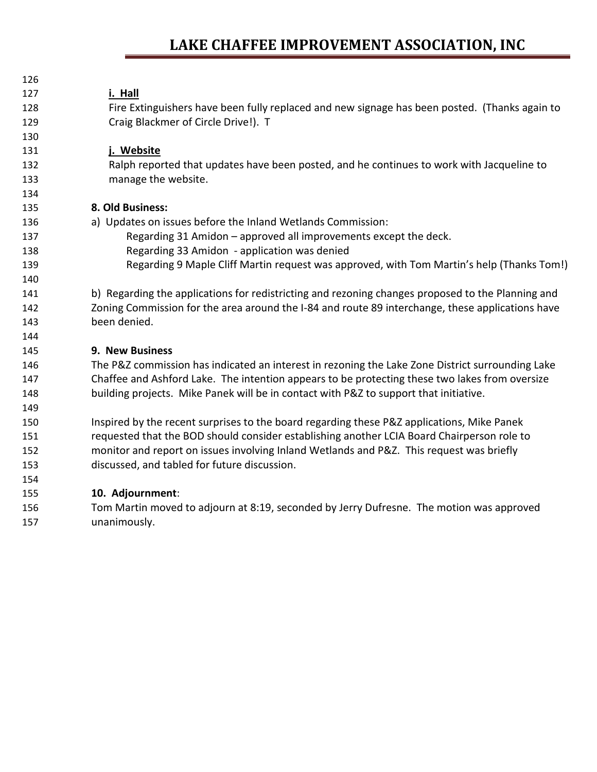**i. Hall**

Fire Extinguishers have been fully replaced and new signage has been posted. (Thanks again to Craig Blackmer of Circle Drive!). T

**j. Website**

Ralph reported that updates have been posted, and he continues to work with Jacqueline to manage the website.

**8. Old Business:**

a) Updates on issues before the Inland Wetlands Commission:

Regarding 31 Amidon – approved all improvements except the deck.

Regarding 33 Amidon - application was denied

Regarding 9 Maple Cliff Martin request was approved, with Tom Martin's help (Thanks Tom!)

b) Regarding the applications for redistricting and rezoning changes proposed to the Planning and Zoning Commission for the area around the I-84 and route 89 interchange, these applications have been denied.

**9. New Business**

The P&Z commission has indicated an interest in rezoning the Lake Zone District surrounding Lake Chaffee and Ashford Lake. The intention appears to be protecting these two lakes from oversize building projects. Mike Panek will be in contact with P&Z to support that initiative.

Inspired by the recent surprises to the board regarding these P&Z applications, Mike Panek requested that the BOD should consider establishing another LCIA Board Chairperson role to monitor and report on issues involving Inland Wetlands and P&Z. This request was briefly discussed, and tabled for future discussion.

**10. Adjournment**:

Tom Martin moved to adjourn at 8:19, seconded by Jerry Dufresne. The motion was approved unanimously.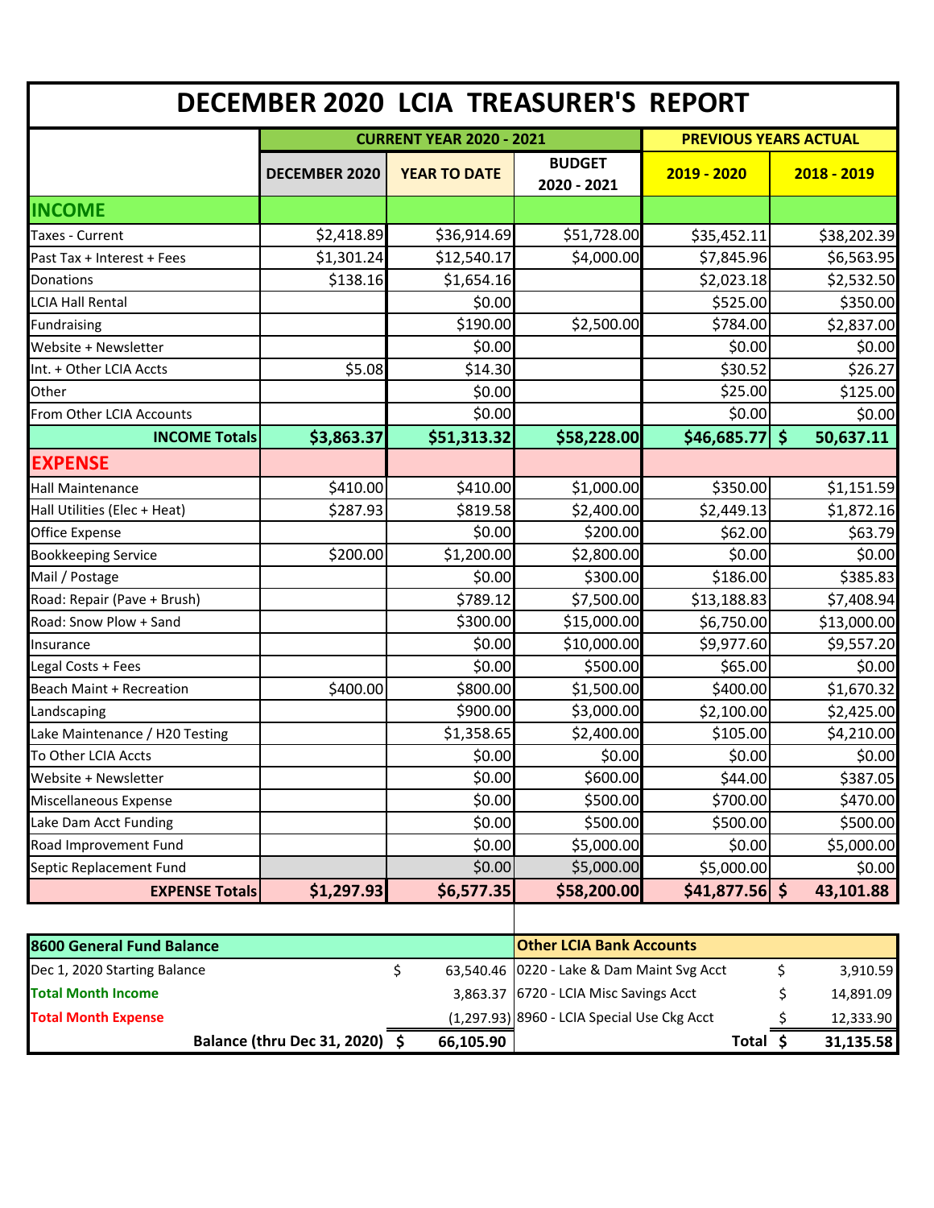# DECEMBER 2020 LCIA TREASURER'S REPORT

| | CURRENT YEAR 2020 - 2021 | | | PREVIOUS YEARS ACTUAL | |
|---|---|---|---|---|---|
| | DECEMBER 2020 | YEAR TO DATE | BUDGET 2020 - 2021 | 2019 - 2020 | 2018 - 2019 |
| **INCOME** | | | | | |
| Taxes - Current | $2,418.89 | $36,914.69 | $51,728.00 | $35,452.11 | $38,202.39 |
| Past Tax + Interest + Fees | $1,301.24 | $12,540.17 | $4,000.00 | $7,845.96 | $6,563.95 |
| Donations | $138.16 | $1,654.16 | | $2,023.18 | $2,532.50 |
| LCIA Hall Rental | | $0.00 | | $525.00 | $350.00 |
| Fundraising | | $190.00 | $2,500.00 | $784.00 | $2,837.00 |
| Website + Newsletter | | $0.00 | | $0.00 | $0.00 |
| Int. + Other LCIA Accts | $5.08 | $14.30 | | $30.52 | $26.27 |
| Other | | $0.00 | | $25.00 | $125.00 |
| From Other LCIA Accounts | | $0.00 | | $0.00 | $0.00 |
| **INCOME Totals** | **$3,863.37** | **$51,313.32** | **$58,228.00** | **$46,685.77** | **$ 50,637.11** |
| **EXPENSE** | | | | | |
| Hall Maintenance | $410.00 | $410.00 | $1,000.00 | $350.00 | $1,151.59 |
| Hall Utilities (Elec + Heat) | $287.93 | $819.58 | $2,400.00 | $2,449.13 | $1,872.16 |
| Office Expense | | $0.00 | $200.00 | $62.00 | $63.79 |
| Bookkeeping Service | $200.00 | $1,200.00 | $2,800.00 | $0.00 | $0.00 |
| Mail / Postage | | $0.00 | $300.00 | $186.00 | $385.83 |
| Road: Repair (Pave + Brush) | | $789.12 | $7,500.00 | $13,188.83 | $7,408.94 |
| Road: Snow Plow + Sand | | $300.00 | $15,000.00 | $6,750.00 | $13,000.00 |
| Insurance | | $0.00 | $10,000.00 | $9,977.60 | $9,557.20 |
| Legal Costs + Fees | | $0.00 | $500.00 | $65.00 | $0.00 |
| Beach Maint + Recreation | $400.00 | $800.00 | $1,500.00 | $400.00 | $1,670.32 |
| Landscaping | | $900.00 | $3,000.00 | $2,100.00 | $2,425.00 |
| Lake Maintenance / H20 Testing | | $1,358.65 | $2,400.00 | $105.00 | $4,210.00 |
| To Other LCIA Accts | | $0.00 | $0.00 | $0.00 | $0.00 |
| Website + Newsletter | | $0.00 | $600.00 | $44.00 | $387.05 |
| Miscellaneous Expense | | $0.00 | $500.00 | $700.00 | $470.00 |
| Lake Dam Acct Funding | | $0.00 | $500.00 | $500.00 | $500.00 |
| Road Improvement Fund | | $0.00 | $5,000.00 | $0.00 | $5,000.00 |
| Septic Replacement Fund | | $0.00 | $5,000.00 | $5,000.00 | $0.00 |
| **EXPENSE Totals** | **$1,297.93** | **$6,577.35** | **$58,200.00** | **$41,877.56** | **$ 43,101.88** |

| 8600 General Fund Balance | | Other LCIA Bank Accounts | |
|---|---|---|---|
| Dec 1, 2020 Starting Balance | $ 63,540.46 | 0220 - Lake & Dam Maint Svg Acct | $ 3,910.59 |
| **Total Month Income** | 3,863.37 | 6720 - LCIA Misc Savings Acct | $ 14,891.09 |
| **Total Month Expense** | (1,297.93) | 8960 - LCIA Special Use Ckg Acct | $ 12,333.90 |
| **Balance (thru Dec 31, 2020)** | **$ 66,105.90** | **Total** | **$ 31,135.58** |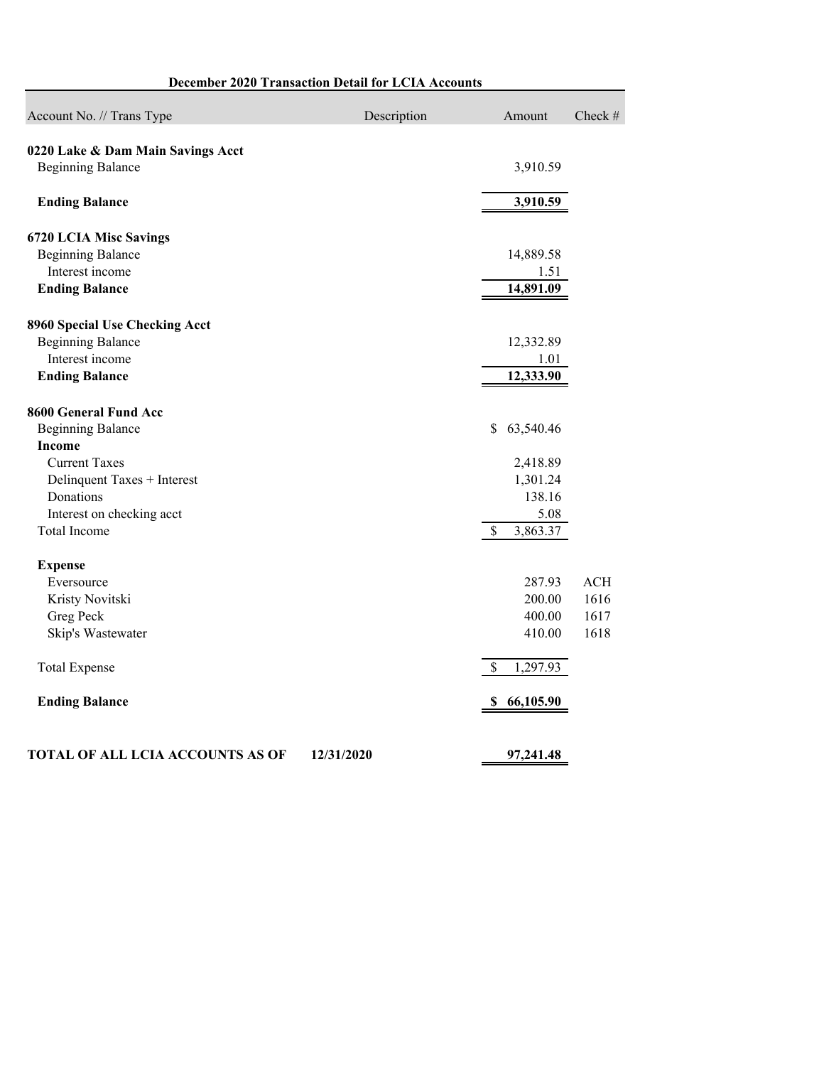**December 2020 Transaction Detail for LCIA Accounts**

| Account No. // Trans Type | Description | Amount | Check # |
|---|---|---|---|
| **0220 Lake & Dam Main Savings Acct** | | | |
| Beginning Balance | | 3,910.59 | |
| **Ending Balance** | | **3,910.59** | |
| **6720 LCIA Misc Savings** | | | |
| Beginning Balance | | 14,889.58 | |
| Interest income | | 1.51 | |
| **Ending Balance** | | **14,891.09** | |
| **8960 Special Use Checking Acct** | | | |
| Beginning Balance | | 12,332.89 | |
| Interest income | | 1.01 | |
| **Ending Balance** | | **12,333.90** | |
| **8600 General Fund Acc** | | | |
| Beginning Balance | | $ 63,540.46 | |
| **Income** | | | |
| Current Taxes | | 2,418.89 | |
| Delinquent Taxes + Interest | | 1,301.24 | |
| Donations | | 138.16 | |
| Interest on checking acct | | 5.08 | |
| Total Income | | $ 3,863.37 | |
| **Expense** | | | |
| Eversource | | 287.93 | ACH |
| Kristy Novitski | | 200.00 | 1616 |
| Greg Peck | | 400.00 | 1617 |
| Skip's Wastewater | | 410.00 | 1618 |
| Total Expense | | $ 1,297.93 | |
| **Ending Balance** | | **$ 66,105.90** | |
| **TOTAL OF ALL LCIA ACCOUNTS AS OF** | **12/31/2020** | **97,241.48** | |